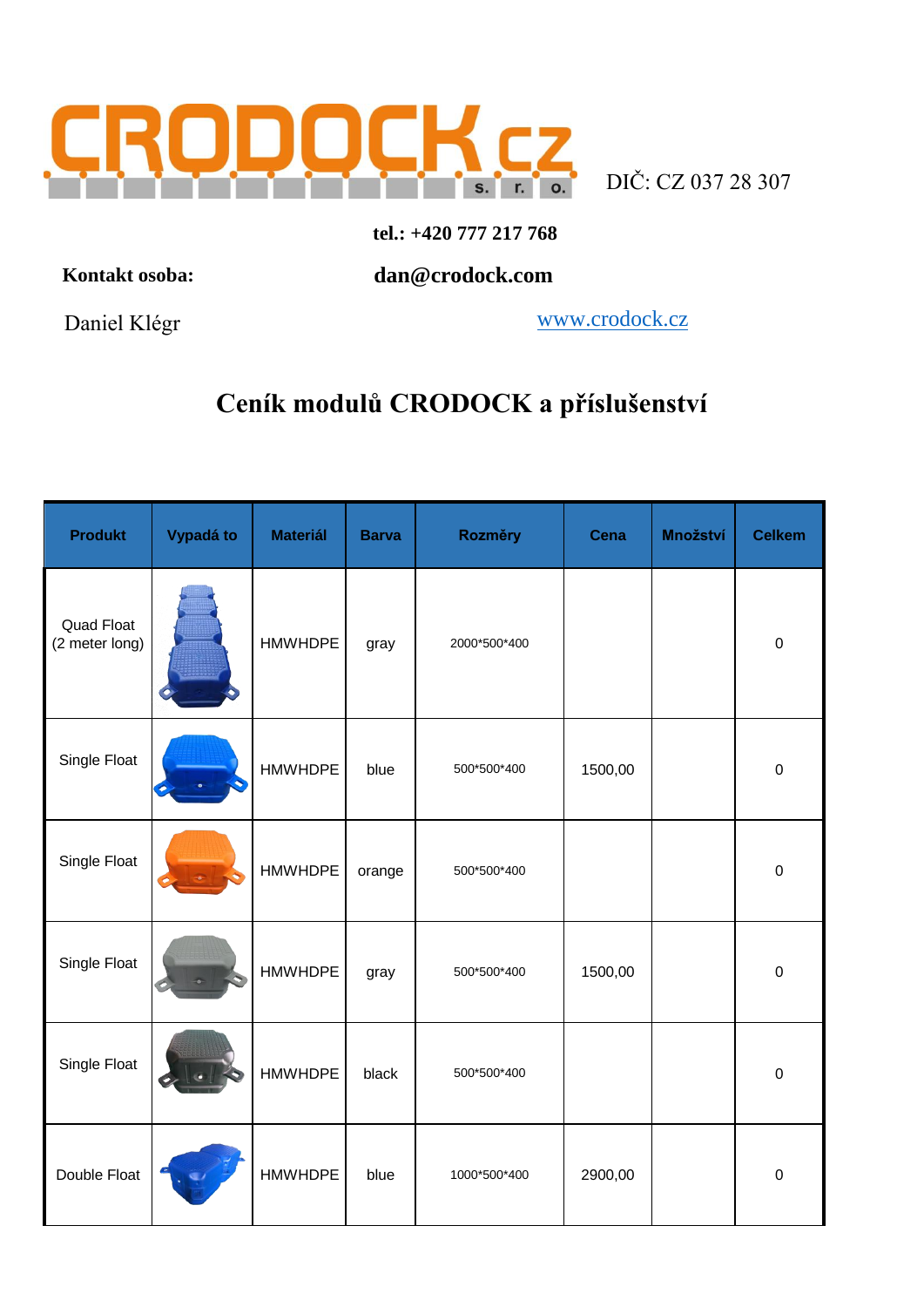CRODOCK.cz s. r. o.

DIČ: CZ 037 28 307

**tel.: +420 777 217 768**

**Kontakt osoba:** **dan@crodock.com**

Daniel Klégr www.crodock.cz

# Ceník modulů CRODOCK a příslušenství

| Produkt | Vypadá to | Materiál | Barva | Rozměry | Cena | Množství | Celkem |
|---|---|---|---|---|---|---|---|
| Quad Float (2 meter long) | | HMWHDPE | gray | 2000*500*400 | | | 0 |
| Single Float | | HMWHDPE | blue | 500*500*400 | 1500,00 | | 0 |
| Single Float | | HMWHDPE | orange | 500*500*400 | | | 0 |
| Single Float | | HMWHDPE | gray | 500*500*400 | 1500,00 | | 0 |
| Single Float | | HMWHDPE | black | 500*500*400 | | | 0 |
| Double Float | | HMWHDPE | blue | 1000*500*400 | 2900,00 | | 0 |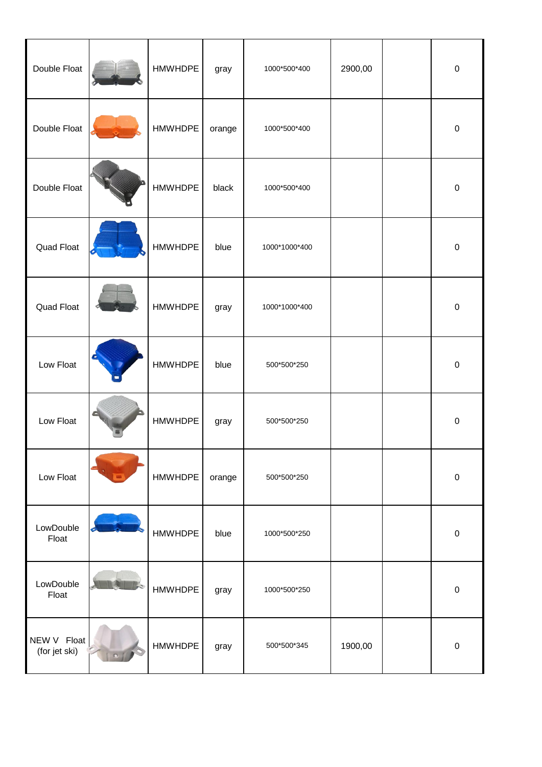| | | | | | | | |
|---|---|---|---|---|---|---|---|
| Double Float | | HMWHDPE | gray | 1000*500*400 | 2900,00 | | 0 |
| Double Float | | HMWHDPE | orange | 1000*500*400 | | | 0 |
| Double Float | | HMWHDPE | black | 1000*500*400 | | | 0 |
| Quad Float | | HMWHDPE | blue | 1000*1000*400 | | | 0 |
| Quad Float | | HMWHDPE | gray | 1000*1000*400 | | | 0 |
| Low Float | | HMWHDPE | blue | 500*500*250 | | | 0 |
| Low Float | | HMWHDPE | gray | 500*500*250 | | | 0 |
| Low Float | | HMWHDPE | orange | 500*500*250 | | | 0 |
| LowDouble Float | | HMWHDPE | blue | 1000*500*250 | | | 0 |
| LowDouble Float | | HMWHDPE | gray | 1000*500*250 | | | 0 |
| NEW V Float (for jet ski) | | HMWHDPE | gray | 500*500*345 | 1900,00 | | 0 |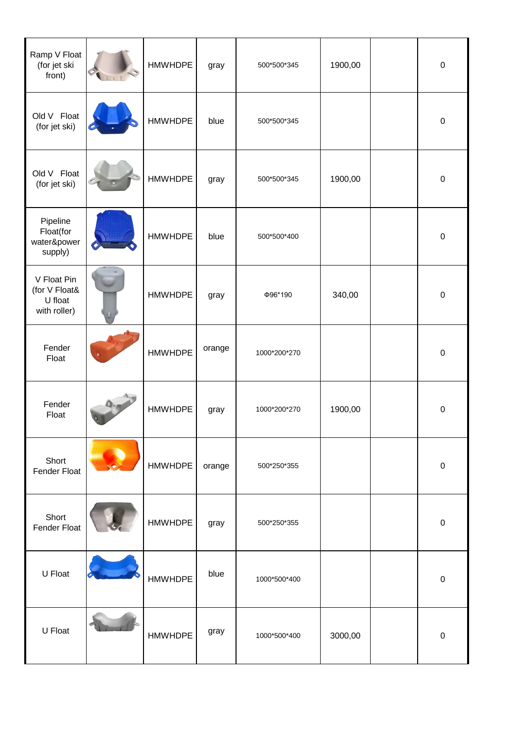| | | | | | | | |
|---|---|---|---|---|---|---|---|
| Ramp V Float (for jet ski front) | | HMWHDPE | gray | 500*500*345 | 1900,00 | | 0 |
| Old V Float (for jet ski) | | HMWHDPE | blue | 500*500*345 | | | 0 |
| Old V Float (for jet ski) | | HMWHDPE | gray | 500*500*345 | 1900,00 | | 0 |
| Pipeline Float(for water&power supply) | | HMWHDPE | blue | 500*500*400 | | | 0 |
| V Float Pin (for V Float& U float with roller) | | HMWHDPE | gray | Φ96*190 | 340,00 | | 0 |
| Fender Float | | HMWHDPE | orange | 1000*200*270 | | | 0 |
| Fender Float | | HMWHDPE | gray | 1000*200*270 | 1900,00 | | 0 |
| Short Fender Float | | HMWHDPE | orange | 500*250*355 | | | 0 |
| Short Fender Float | | HMWHDPE | gray | 500*250*355 | | | 0 |
| U Float | | HMWHDPE | blue | 1000*500*400 | | | 0 |
| U Float | | HMWHDPE | gray | 1000*500*400 | 3000,00 | | 0 |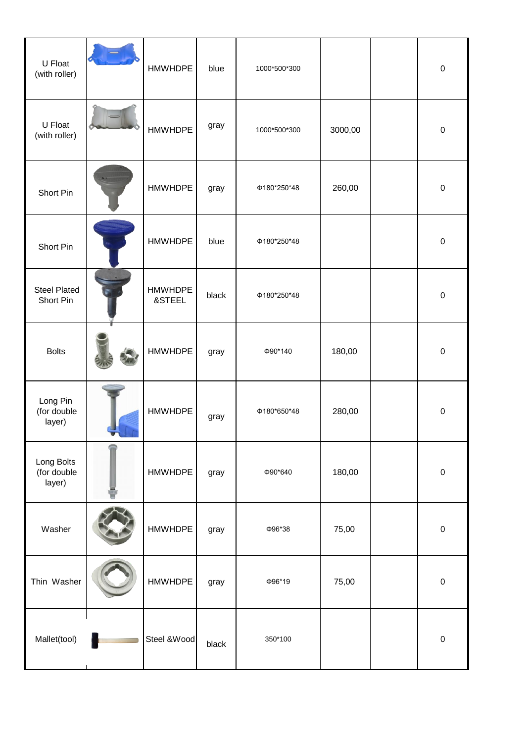| | | | | | | | |
|---|---|---|---|---|---|---|---|
| U Float (with roller) | | HMWHDPE | blue | 1000*500*300 | | | 0 |
| U Float (with roller) | | HMWHDPE | gray | 1000*500*300 | 3000,00 | | 0 |
| Short Pin | | HMWHDPE | gray | Φ180*250*48 | 260,00 | | 0 |
| Short Pin | | HMWHDPE | blue | Φ180*250*48 | | | 0 |
| Steel Plated Short Pin | | HMWHDPE &STEEL | black | Φ180*250*48 | | | 0 |
| Bolts | | HMWHDPE | gray | Φ90*140 | 180,00 | | 0 |
| Long Pin (for double layer) | | HMWHDPE | gray | Φ180*650*48 | 280,00 | | 0 |
| Long Bolts (for double layer) | | HMWHDPE | gray | Φ90*640 | 180,00 | | 0 |
| Washer | | HMWHDPE | gray | Φ96*38 | 75,00 | | 0 |
| Thin Washer | | HMWHDPE | gray | Φ96*19 | 75,00 | | 0 |
| Mallet(tool) | | Steel &Wood | black | 350*100 | | | 0 |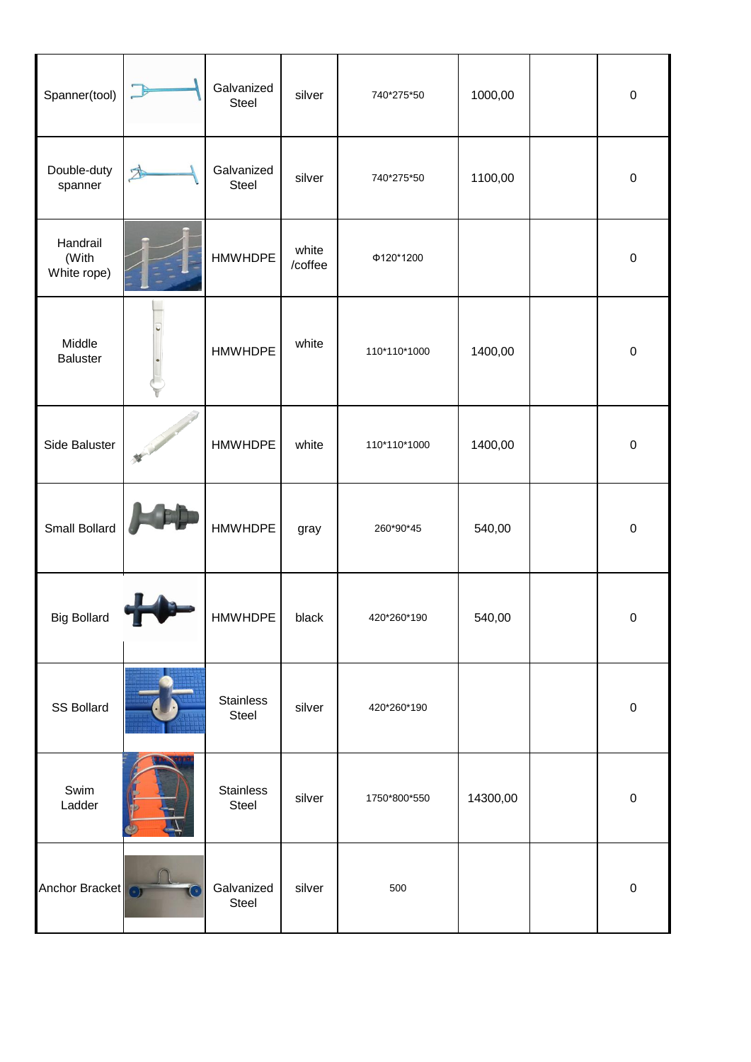| | | | | | | | |
|---|---|---|---|---|---|---|---|
| Spanner(tool) | | Galvanized Steel | silver | 740*275*50 | 1000,00 | | 0 |
| Double-duty spanner | | Galvanized Steel | silver | 740*275*50 | 1100,00 | | 0 |
| Handrail (With White rope) | | HMWHDPE | white /coffee | Φ120*1200 | | | 0 |
| Middle Baluster | | HMWHDPE | white | 110*110*1000 | 1400,00 | | 0 |
| Side Baluster | | HMWHDPE | white | 110*110*1000 | 1400,00 | | 0 |
| Small Bollard | | HMWHDPE | gray | 260*90*45 | 540,00 | | 0 |
| Big Bollard | | HMWHDPE | black | 420*260*190 | 540,00 | | 0 |
| SS Bollard | | Stainless Steel | silver | 420*260*190 | | | 0 |
| Swim Ladder | | Stainless Steel | silver | 1750*800*550 | 14300,00 | | 0 |
| Anchor Bracket | | Galvanized Steel | silver | 500 | | | 0 |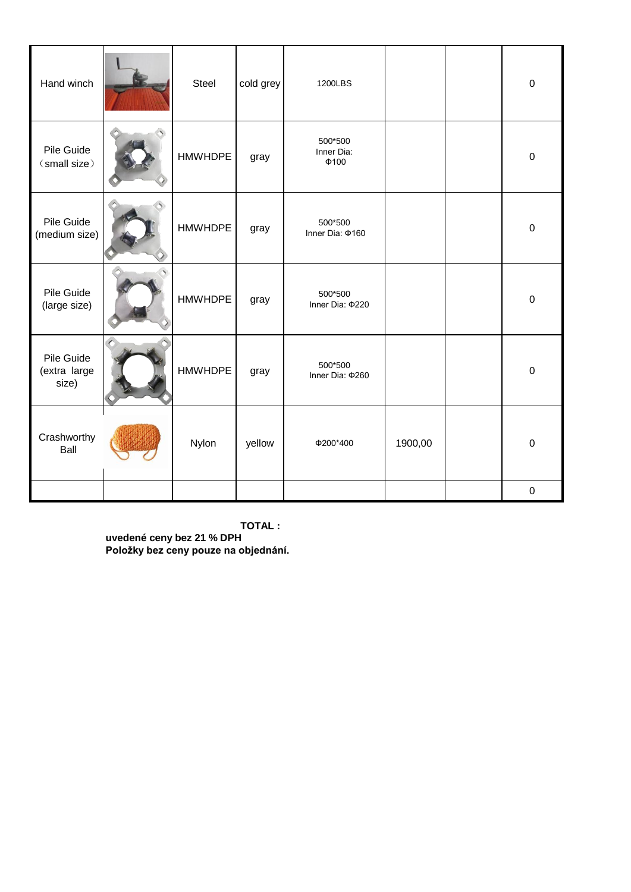| Hand winch | | Steel | cold grey | 1200LBS | | | 0 |
|---|---|---|---|---|---|---|---|
| Pile Guide （small size） | | HMWHDPE | gray | 500*500 Inner Dia: Φ100 | | | 0 |
| Pile Guide (medium size) | | HMWHDPE | gray | 500*500 Inner Dia: Φ160 | | | 0 |
| Pile Guide (large size) | | HMWHDPE | gray | 500*500 Inner Dia: Φ220 | | | 0 |
| Pile Guide (extra large size) | | HMWHDPE | gray | 500*500 Inner Dia: Φ260 | | | 0 |
| Crashworthy Ball | | Nylon | yellow | Φ200*400 | 1900,00 | | 0 |
| | | | | | | | 0 |

**TOTAL :**

**uvedené ceny bez 21 % DPH**
**Položky bez ceny pouze na objednání.**